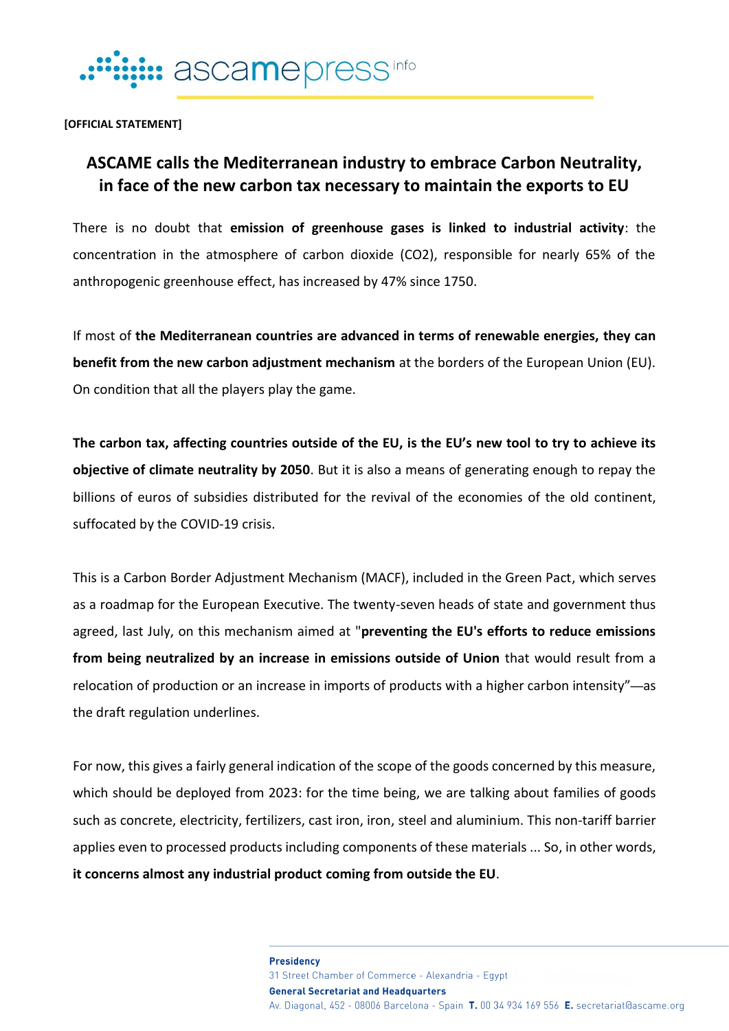**[OFFICIAL STATEMENT]**

# ASCAME calls the Mediterranean industry to embrace Carbon Neutrality, in face of the new carbon tax necessary to maintain the exports to EU

There is no doubt that **emission of greenhouse gases is linked to industrial activity**: the concentration in the atmosphere of carbon dioxide ($CO_2$), responsible for nearly 65% of the anthropogenic greenhouse effect, has increased by 47% since 1750.

If most of **the Mediterranean countries are advanced in terms of renewable energies, they can benefit from the new carbon adjustment mechanism** at the borders of the European Union (EU). On condition that all the players play the game.

**The carbon tax, affecting countries outside of the EU, is the EU's new tool to try to achieve its objective of climate neutrality by 2050**. But it is also a means of generating enough to repay the billions of euros of subsidies distributed for the revival of the economies of the old continent, suffocated by the COVID-19 crisis.

This is a Carbon Border Adjustment Mechanism (MACF), included in the Green Pact, which serves as a roadmap for the European Executive. The twenty-seven heads of state and government thus agreed, last July, on this mechanism aimed at "**preventing the EU's efforts to reduce emissions from being neutralized by an increase in emissions outside of Union** that would result from a relocation of production or an increase in imports of products with a higher carbon intensity"—as the draft regulation underlines.

For now, this gives a fairly general indication of the scope of the goods concerned by this measure, which should be deployed from 2023: for the time being, we are talking about families of goods such as concrete, electricity, fertilizers, cast iron, iron, steel and aluminium. This non-tariff barrier applies even to processed products including components of these materials ... So, in other words, **it concerns almost any industrial product coming from outside the EU**.

**Presidency**
31 Street Chamber of Commerce - Alexandria - Egypt
**General Secretariat and Headquarters**
Av. Diagonal, 452 - 08006 Barcelona - Spain **T.** 00 34 934 169 556 **E.** secretariat@ascame.org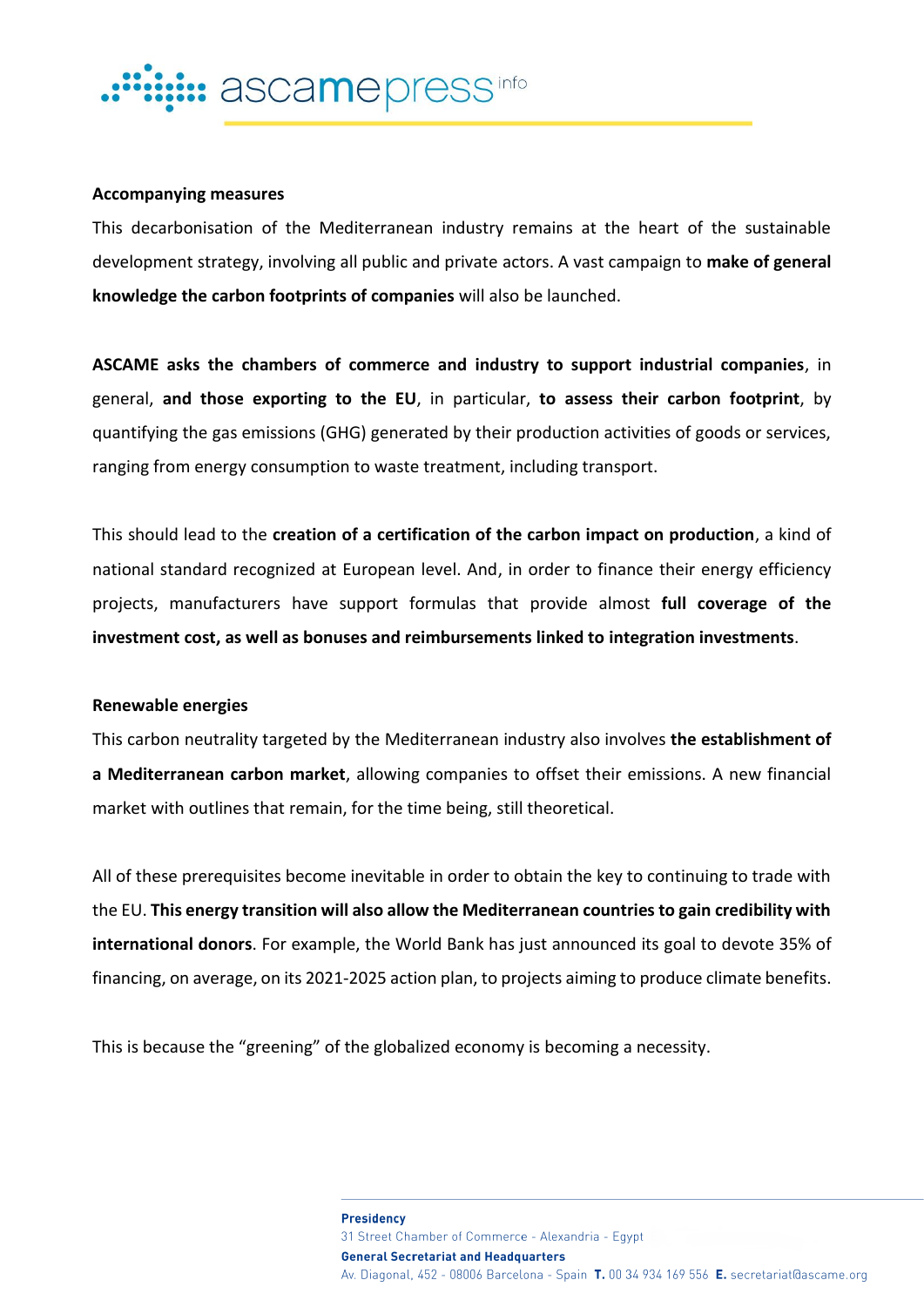**Accompanying measures**

This decarbonisation of the Mediterranean industry remains at the heart of the sustainable development strategy, involving all public and private actors. A vast campaign to **make of general knowledge the carbon footprints of companies** will also be launched.

**ASCAME asks the chambers of commerce and industry to support industrial companies**, in general, **and those exporting to the EU**, in particular, **to assess their carbon footprint**, by quantifying the gas emissions (GHG) generated by their production activities of goods or services, ranging from energy consumption to waste treatment, including transport.

This should lead to the **creation of a certification of the carbon impact on production**, a kind of national standard recognized at European level. And, in order to finance their energy efficiency projects, manufacturers have support formulas that provide almost **full coverage of the investment cost, as well as bonuses and reimbursements linked to integration investments**.

**Renewable energies**

This carbon neutrality targeted by the Mediterranean industry also involves **the establishment of a Mediterranean carbon market**, allowing companies to offset their emissions. A new financial market with outlines that remain, for the time being, still theoretical.

All of these prerequisites become inevitable in order to obtain the key to continuing to trade with the EU. **This energy transition will also allow the Mediterranean countries to gain credibility with international donors**. For example, the World Bank has just announced its goal to devote 35% of financing, on average, on its 2021-2025 action plan, to projects aiming to produce climate benefits.

This is because the "greening" of the globalized economy is becoming a necessity.